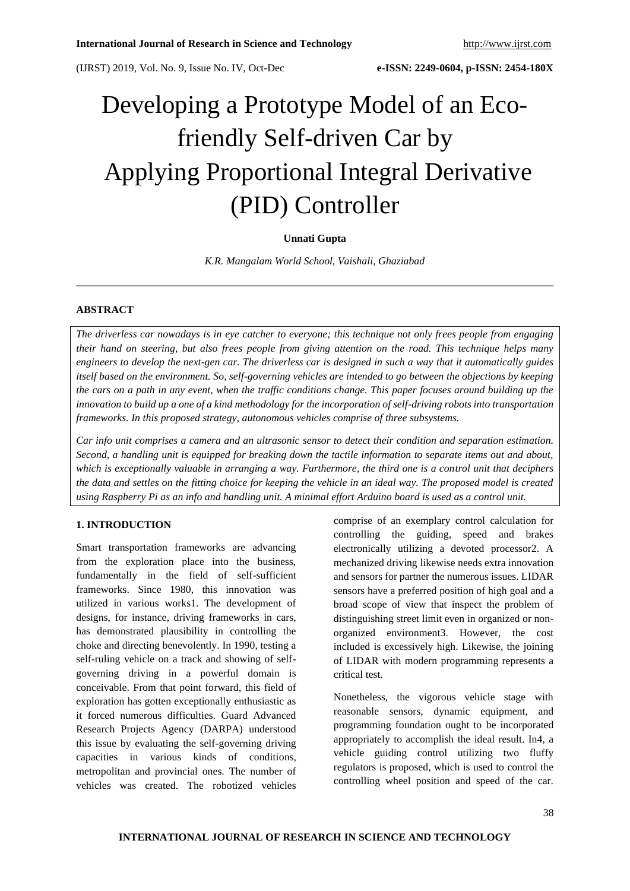# Developing a Prototype Model of an Eco-friendly Self-driven Car by Applying Proportional Integral Derivative (PID) Controller

**Unnati Gupta**

*K.R. Mangalam World School, Vaishali, Ghaziabad*

## ABSTRACT

*The driverless car nowadays is in eye catcher to everyone; this technique not only frees people from engaging their hand on steering, but also frees people from giving attention on the road. This technique helps many engineers to develop the next-gen car. The driverless car is designed in such a way that it automatically guides itself based on the environment. So, self-governing vehicles are intended to go between the objections by keeping the cars on a path in any event, when the traffic conditions change. This paper focuses around building up the innovation to build up a one of a kind methodology for the incorporation of self-driving robots into transportation frameworks. In this proposed strategy, autonomous vehicles comprise of three subsystems.*

*Car info unit comprises a camera and an ultrasonic sensor to detect their condition and separation estimation. Second, a handling unit is equipped for breaking down the tactile information to separate items out and about, which is exceptionally valuable in arranging a way. Furthermore, the third one is a control unit that deciphers the data and settles on the fitting choice for keeping the vehicle in an ideal way. The proposed model is created using Raspberry Pi as an info and handling unit. A minimal effort Arduino board is used as a control unit.*

## 1. INTRODUCTION

Smart transportation frameworks are advancing from the exploration place into the business, fundamentally in the field of self-sufficient frameworks. Since 1980, this innovation was utilized in various works[1]. The development of designs, for instance, driving frameworks in cars, has demonstrated plausibility in controlling the choke and directing benevolently. In 1990, testing a self-ruling vehicle on a track and showing of self-governing driving in a powerful domain is conceivable. From that point forward, this field of exploration has gotten exceptionally enthusiastic as it forced numerous difficulties. Guard Advanced Research Projects Agency (DARPA) understood this issue by evaluating the self-governing driving capacities in various kinds of conditions, metropolitan and provincial ones. The number of vehicles was created. The robotized vehicles comprise of an exemplary control calculation for controlling the guiding, speed and brakes electronically utilizing a devoted processor[2]. A mechanized driving likewise needs extra innovation and sensors for partner the numerous issues. LIDAR sensors have a preferred position of high goal and a broad scope of view that inspect the problem of distinguishing street limit even in organized or non-organized environment[3]. However, the cost included is excessively high. Likewise, the joining of LIDAR with modern programming represents a critical test.

Nonetheless, the vigorous vehicle stage with reasonable sensors, dynamic equipment, and programming foundation ought to be incorporated appropriately to accomplish the ideal result. In[4], a vehicle guiding control utilizing two fluffy regulators is proposed, which is used to control the controlling wheel position and speed of the car.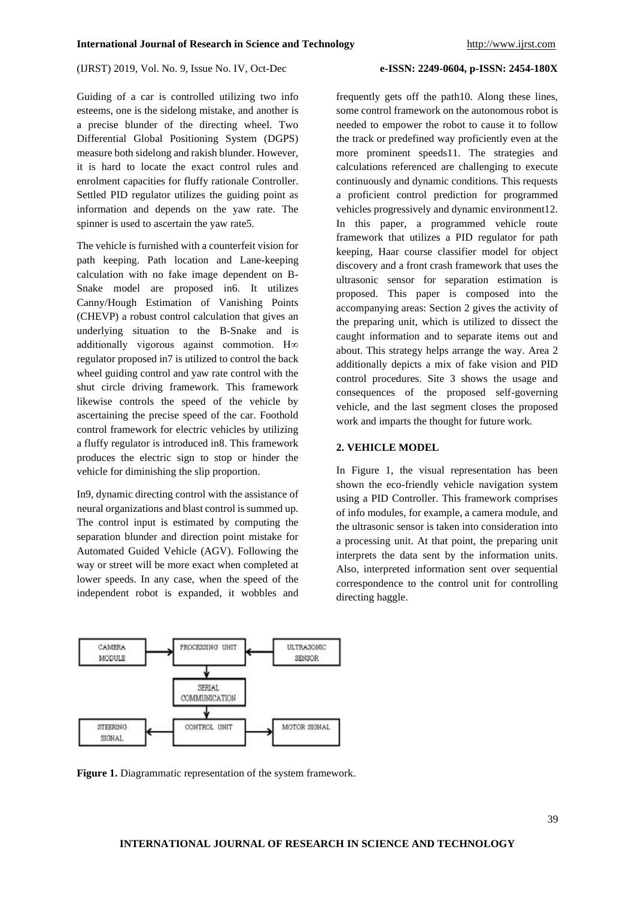Guiding of a car is controlled utilizing two info esteems, one is the sidelong mistake, and another is a precise blunder of the directing wheel. Two Differential Global Positioning System (DGPS) measure both sidelong and rakish blunder. However, it is hard to locate the exact control rules and enrolment capacities for fluffy rationale Controller. Settled PID regulator utilizes the guiding point as information and depends on the yaw rate. The spinner is used to ascertain the yaw rate5.

The vehicle is furnished with a counterfeit vision for path keeping. Path location and Lane-keeping calculation with no fake image dependent on B-Snake model are proposed in6. It utilizes Canny/Hough Estimation of Vanishing Points (CHEVP) a robust control calculation that gives an underlying situation to the B-Snake and is additionally vigorous against commotion. H∞ regulator proposed in7 is utilized to control the back wheel guiding control and yaw rate control with the shut circle driving framework. This framework likewise controls the speed of the vehicle by ascertaining the precise speed of the car. Foothold control framework for electric vehicles by utilizing a fluffy regulator is introduced in8. This framework produces the electric sign to stop or hinder the vehicle for diminishing the slip proportion.

In9, dynamic directing control with the assistance of neural organizations and blast control is summed up. The control input is estimated by computing the separation blunder and direction point mistake for Automated Guided Vehicle (AGV). Following the way or street will be more exact when completed at lower speeds. In any case, when the speed of the independent robot is expanded, it wobbles and frequently gets off the path10. Along these lines, some control framework on the autonomous robot is needed to empower the robot to cause it to follow the track or predefined way proficiently even at the more prominent speeds11. The strategies and calculations referenced are challenging to execute continuously and dynamic conditions. This requests a proficient control prediction for programmed vehicles progressively and dynamic environment12. In this paper, a programmed vehicle route framework that utilizes a PID regulator for path keeping, Haar course classifier model for object discovery and a front crash framework that uses the ultrasonic sensor for separation estimation is proposed. This paper is composed into the accompanying areas: Section 2 gives the activity of the preparing unit, which is utilized to dissect the caught information and to separate items out and about. This strategy helps arrange the way. Area 2 additionally depicts a mix of fake vision and PID control procedures. Site 3 shows the usage and consequences of the proposed self-governing vehicle, and the last segment closes the proposed work and imparts the thought for future work.

## 2. VEHICLE MODEL

In Figure 1, the visual representation has been shown the eco-friendly vehicle navigation system using a PID Controller. This framework comprises of info modules, for example, a camera module, and the ultrasonic sensor is taken into consideration into a processing unit. At that point, the preparing unit interprets the data sent by the information units. Also, interpreted information sent over sequential correspondence to the control unit for controlling directing haggle.

CAMERA MODULE
PROCESSING UNIT
ULTRASONIC SENSOR
SERIAL COMMUNICATION
STEERING SIGNAL
CONTROL UNIT
MOTOR SIGNAL

**Figure 1.** Diagrammatic representation of the system framework.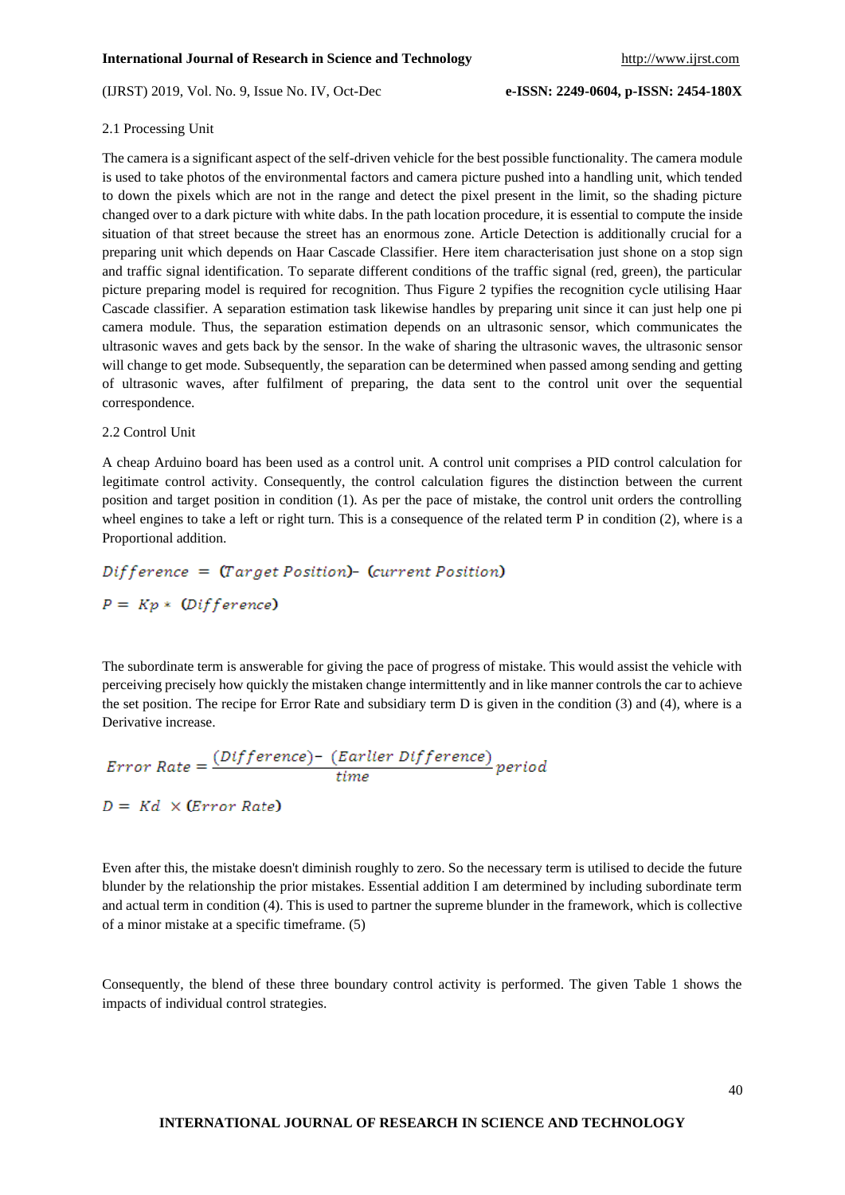2.1 Processing Unit

The camera is a significant aspect of the self-driven vehicle for the best possible functionality. The camera module is used to take photos of the environmental factors and camera picture pushed into a handling unit, which tended to down the pixels which are not in the range and detect the pixel present in the limit, so the shading picture changed over to a dark picture with white dabs. In the path location procedure, it is essential to compute the inside situation of that street because the street has an enormous zone. Article Detection is additionally crucial for a preparing unit which depends on Haar Cascade Classifier. Here item characterisation just shone on a stop sign and traffic signal identification. To separate different conditions of the traffic signal (red, green), the particular picture preparing model is required for recognition. Thus Figure 2 typifies the recognition cycle utilising Haar Cascade classifier. A separation estimation task likewise handles by preparing unit since it can just help one pi camera module. Thus, the separation estimation depends on an ultrasonic sensor, which communicates the ultrasonic waves and gets back by the sensor. In the wake of sharing the ultrasonic waves, the ultrasonic sensor will change to get mode. Subsequently, the separation can be determined when passed among sending and getting of ultrasonic waves, after fulfilment of preparing, the data sent to the control unit over the sequential correspondence.

2.2 Control Unit

A cheap Arduino board has been used as a control unit. A control unit comprises a PID control calculation for legitimate control activity. Consequently, the control calculation figures the distinction between the current position and target position in condition (1). As per the pace of mistake, the control unit orders the controlling wheel engines to take a left or right turn. This is a consequence of the related term P in condition (2), where is a Proportional addition.

$$Difference = (Target\ Position) - (current\ Position)$$

$$P = Kp * (Difference)$$

The subordinate term is answerable for giving the pace of progress of mistake. This would assist the vehicle with perceiving precisely how quickly the mistaken change intermittently and in like manner controls the car to achieve the set position. The recipe for Error Rate and subsidiary term D is given in the condition (3) and (4), where is a Derivative increase.

$$Error\ Rate = \frac{(Difference) - (Earlier\ Difference)}{time} period$$

$$D = Kd \times (Error\ Rate)$$

Even after this, the mistake doesn't diminish roughly to zero. So the necessary term is utilised to decide the future blunder by the relationship the prior mistakes. Essential addition I am determined by including subordinate term and actual term in condition (4). This is used to partner the supreme blunder in the framework, which is collective of a minor mistake at a specific timeframe. (5)

Consequently, the blend of these three boundary control activity is performed. The given Table 1 shows the impacts of individual control strategies.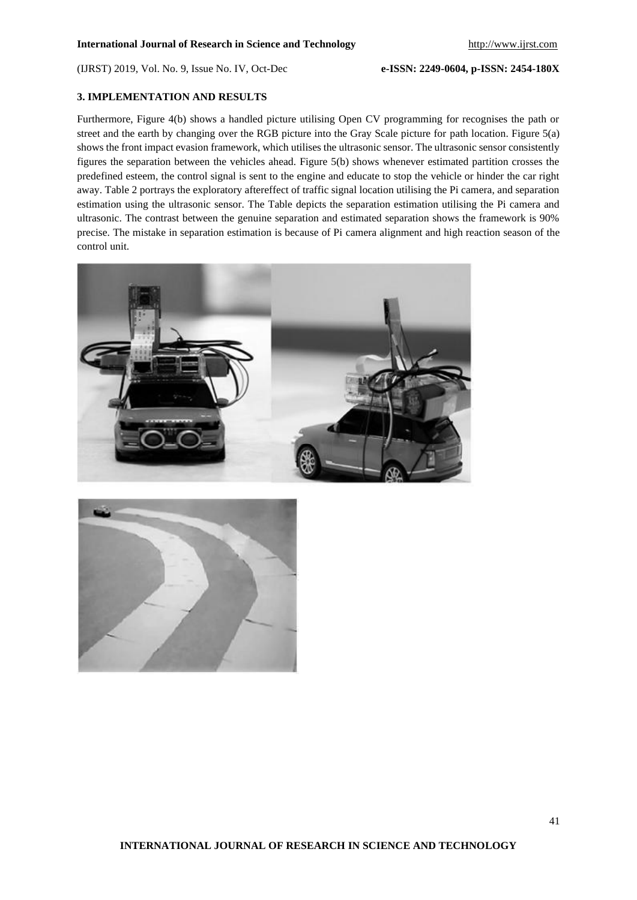## 3. IMPLEMENTATION AND RESULTS

Furthermore, Figure 4(b) shows a handled picture utilising Open CV programming for recognises the path or street and the earth by changing over the RGB picture into the Gray Scale picture for path location. Figure 5(a) shows the front impact evasion framework, which utilises the ultrasonic sensor. The ultrasonic sensor consistently figures the separation between the vehicles ahead. Figure 5(b) shows whenever estimated partition crosses the predefined esteem, the control signal is sent to the engine and educate to stop the vehicle or hinder the car right away. Table 2 portrays the exploratory aftereffect of traffic signal location utilising the Pi camera, and separation estimation using the ultrasonic sensor. The Table depicts the separation estimation utilising the Pi camera and ultrasonic. The contrast between the genuine separation and estimated separation shows the framework is 90% precise. The mistake in separation estimation is because of Pi camera alignment and high reaction season of the control unit.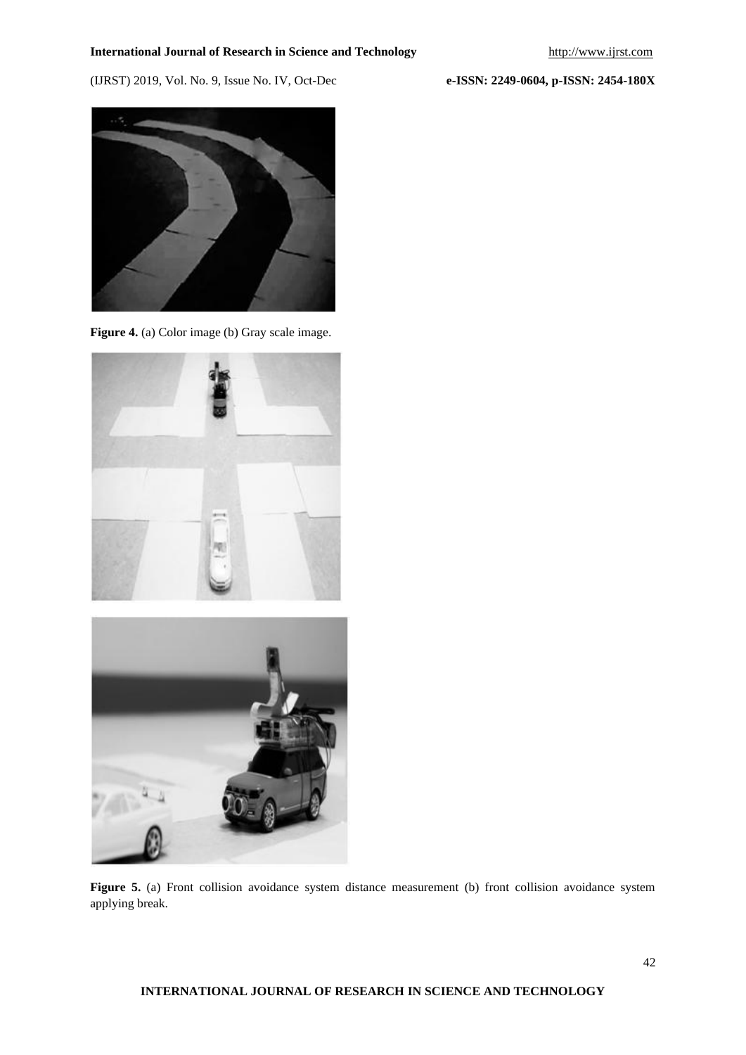Figure 4. (a) Color image (b) Gray scale image.

Figure 5. (a) Front collision avoidance system distance measurement (b) front collision avoidance system applying break.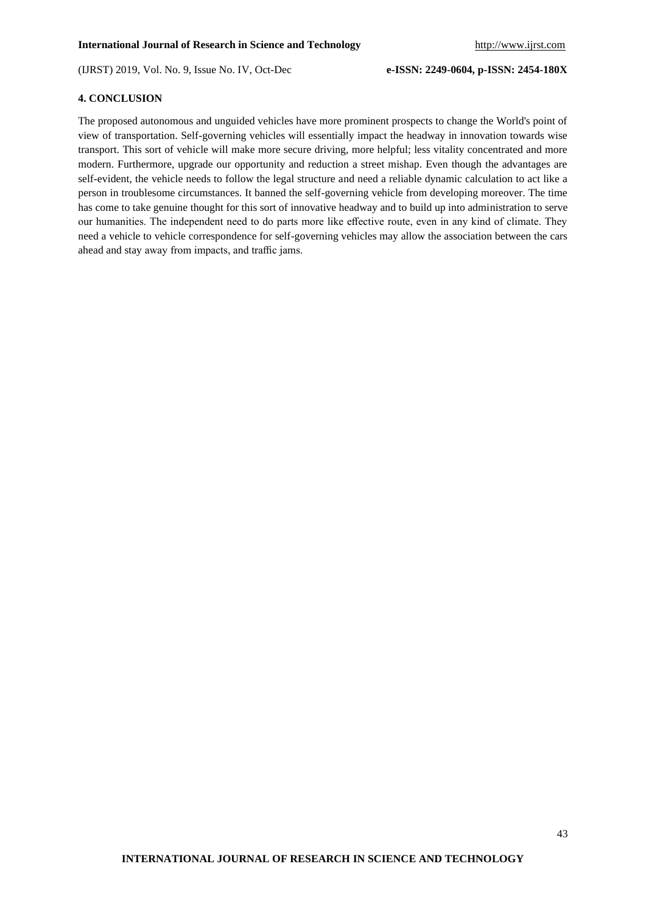## 4. CONCLUSION

The proposed autonomous and unguided vehicles have more prominent prospects to change the World's point of view of transportation. Self-governing vehicles will essentially impact the headway in innovation towards wise transport. This sort of vehicle will make more secure driving, more helpful; less vitality concentrated and more modern. Furthermore, upgrade our opportunity and reduction a street mishap. Even though the advantages are self-evident, the vehicle needs to follow the legal structure and need a reliable dynamic calculation to act like a person in troublesome circumstances. It banned the self-governing vehicle from developing moreover. The time has come to take genuine thought for this sort of innovative headway and to build up into administration to serve our humanities. The independent need to do parts more like effective route, even in any kind of climate. They need a vehicle to vehicle correspondence for self-governing vehicles may allow the association between the cars ahead and stay away from impacts, and traffic jams.